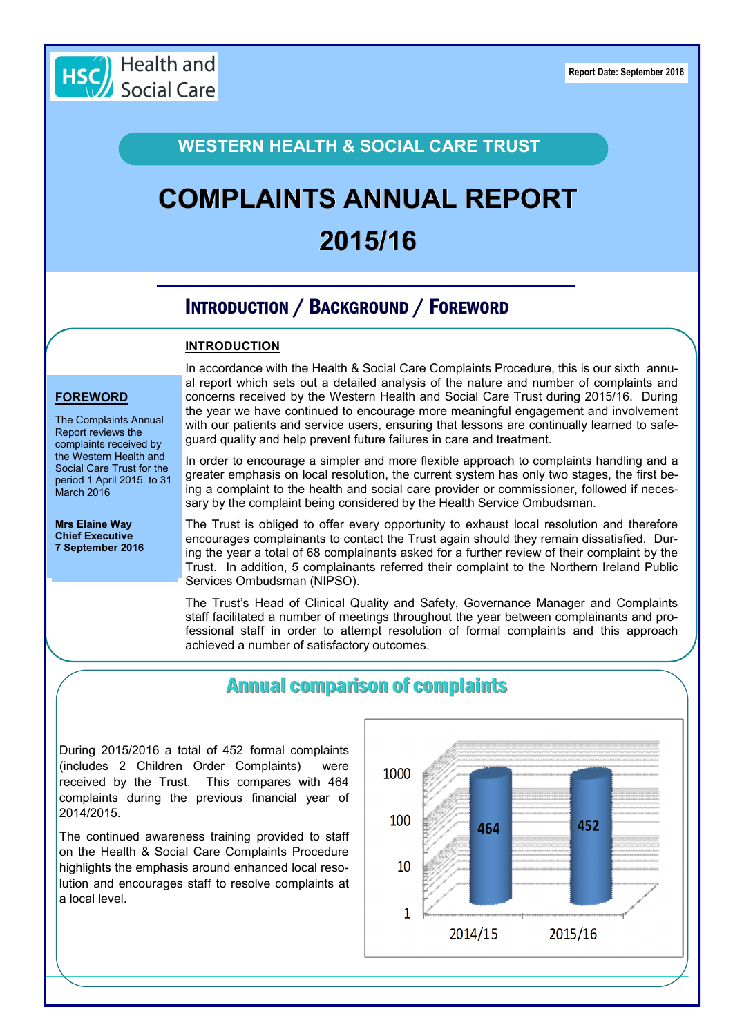Health and Social Care

Report Date: September 2016

## WESTERN HEALTH & SOCIAL CARE TRUST

# COMPLAINTS ANNUAL REPORT 2015/16

## Introduction / Background / Foreword

**FOREWORD**

The Complaints Annual Report reviews the complaints received by the Western Health and Social Care Trust for the period 1 April 2015 to 31 March 2016

**Mrs Elaine Way**
**Chief Executive**
**7 September 2016**

**INTRODUCTION**

In accordance with the Health & Social Care Complaints Procedure, this is our sixth annual report which sets out a detailed analysis of the nature and number of complaints and concerns received by the Western Health and Social Care Trust during 2015/16. During the year we have continued to encourage more meaningful engagement and involvement with our patients and service users, ensuring that lessons are continually learned to safeguard quality and help prevent future failures in care and treatment.

In order to encourage a simpler and more flexible approach to complaints handling and a greater emphasis on local resolution, the current system has only two stages, the first being a complaint to the health and social care provider or commissioner, followed if necessary by the complaint being considered by the Health Service Ombudsman.

The Trust is obliged to offer every opportunity to exhaust local resolution and therefore encourages complainants to contact the Trust again should they remain dissatisfied. During the year a total of 68 complainants asked for a further review of their complaint by the Trust. In addition, 5 complainants referred their complaint to the Northern Ireland Public Services Ombudsman (NIPSO).

The Trust's Head of Clinical Quality and Safety, Governance Manager and Complaints staff facilitated a number of meetings throughout the year between complainants and professional staff in order to attempt resolution of formal complaints and this approach achieved a number of satisfactory outcomes.

## Annual comparison of complaints

During 2015/2016 a total of 452 formal complaints (includes 2 Children Order Complaints) were received by the Trust. This compares with 464 complaints during the previous financial year of 2014/2015.

The continued awareness training provided to staff on the Health & Social Care Complaints Procedure highlights the emphasis around enhanced local resolution and encourages staff to resolve complaints at a local level.

| Year | Complaints |
|---|---|
| 2014/15 | 464 |
| 2015/16 | 452 |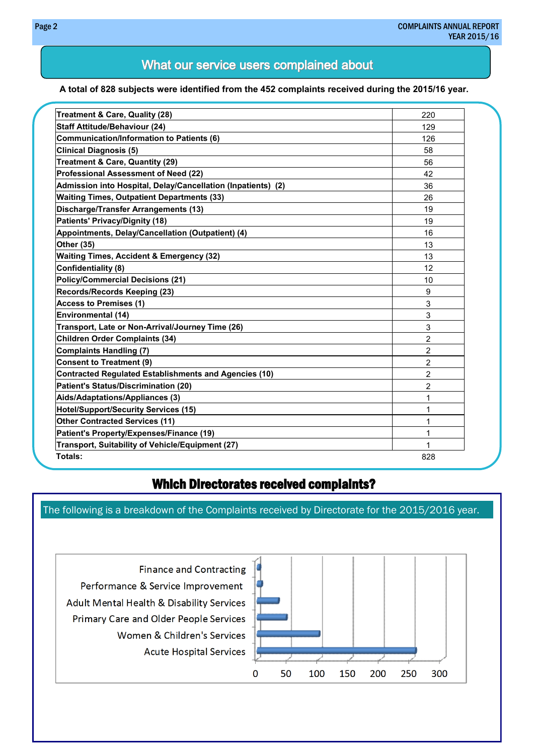## What our service users complained about

**A total of 828 subjects were identified from the 452 complaints received during the 2015/16 year.**

| Subject | Count |
|---|---|
| Treatment & Care, Quality (28) | 220 |
| Staff Attitude/Behaviour (24) | 129 |
| Communication/Information to Patients (6) | 126 |
| Clinical Diagnosis (5) | 58 |
| Treatment & Care, Quantity (29) | 56 |
| Professional Assessment of Need (22) | 42 |
| Admission into Hospital, Delay/Cancellation (Inpatients) (2) | 36 |
| Waiting Times, Outpatient Departments (33) | 26 |
| Discharge/Transfer Arrangements (13) | 19 |
| Patients' Privacy/Dignity (18) | 19 |
| Appointments, Delay/Cancellation (Outpatient) (4) | 16 |
| Other (35) | 13 |
| Waiting Times, Accident & Emergency (32) | 13 |
| Confidentiality (8) | 12 |
| Policy/Commercial Decisions (21) | 10 |
| Records/Records Keeping (23) | 9 |
| Access to Premises (1) | 3 |
| Environmental (14) | 3 |
| Transport, Late or Non-Arrival/Journey Time (26) | 3 |
| Children Order Complaints (34) | 2 |
| Complaints Handling (7) | 2 |
| Consent to Treatment (9) | 2 |
| Contracted Regulated Establishments and Agencies (10) | 2 |
| Patient's Status/Discrimination (20) | 2 |
| Aids/Adaptations/Appliances (3) | 1 |
| Hotel/Support/Security Services (15) | 1 |
| Other Contracted Services (11) | 1 |
| Patient's Property/Expenses/Finance (19) | 1 |
| Transport, Suitability of Vehicle/Equipment (27) | 1 |
| **Totals:** | 828 |

## Which Directorates received complaints?

The following is a breakdown of the Complaints received by Directorate for the 2015/2016 year.

| Directorate | Approx. complaints (read from chart) |
|---|---|
| Finance and Contracting | ~3 |
| Performance & Service Improvement | ~5 |
| Adult Mental Health & Disability Services | ~37 |
| Primary Care and Older People Services | ~50 |
| Women & Children's Services | ~103 |
| Acute Hospital Services | ~260 |

Chart axis: 0, 50, 100, 150, 200, 250, 300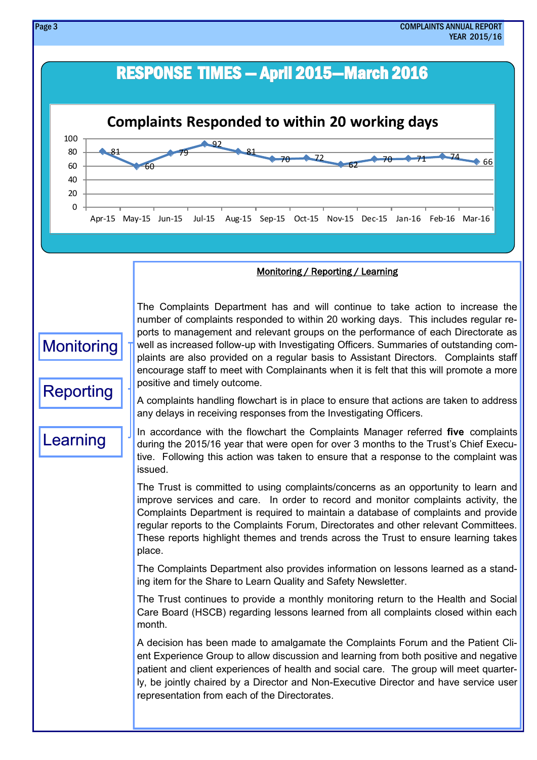# RESPONSE TIMES — April 2015—March 2016

## Complaints Responded to within 20 working days

| Apr-15 | May-15 | Jun-15 | Jul-15 | Aug-15 | Sep-15 | Oct-15 | Nov-15 | Dec-15 | Jan-16 | Feb-16 | Mar-16 |
|---|---|---|---|---|---|---|---|---|---|---|---|
| 81 | 60 | 79 | 92 | 81 | 70 | 72 | 62 | 70 | 71 | 74 | 66 |

Monitoring

Reporting

Learning

### Monitoring / Reporting / Learning

The Complaints Department has and will continue to take action to increase the number of complaints responded to within 20 working days. This includes regular reports to management and relevant groups on the performance of each Directorate as well as increased follow-up with Investigating Officers. Summaries of outstanding complaints are also provided on a regular basis to Assistant Directors. Complaints staff encourage staff to meet with Complainants when it is felt that this will promote a more positive and timely outcome.

A complaints handling flowchart is in place to ensure that actions are taken to address any delays in receiving responses from the Investigating Officers.

In accordance with the flowchart the Complaints Manager referred **five** complaints during the 2015/16 year that were open for over 3 months to the Trust's Chief Executive. Following this action was taken to ensure that a response to the complaint was issued.

The Trust is committed to using complaints/concerns as an opportunity to learn and improve services and care. In order to record and monitor complaints activity, the Complaints Department is required to maintain a database of complaints and provide regular reports to the Complaints Forum, Directorates and other relevant Committees. These reports highlight themes and trends across the Trust to ensure learning takes place.

The Complaints Department also provides information on lessons learned as a standing item for the Share to Learn Quality and Safety Newsletter.

The Trust continues to provide a monthly monitoring return to the Health and Social Care Board (HSCB) regarding lessons learned from all complaints closed within each month.

A decision has been made to amalgamate the Complaints Forum and the Patient Client Experience Group to allow discussion and learning from both positive and negative patient and client experiences of health and social care. The group will meet quarterly, be jointly chaired by a Director and Non-Executive Director and have service user representation from each of the Directorates.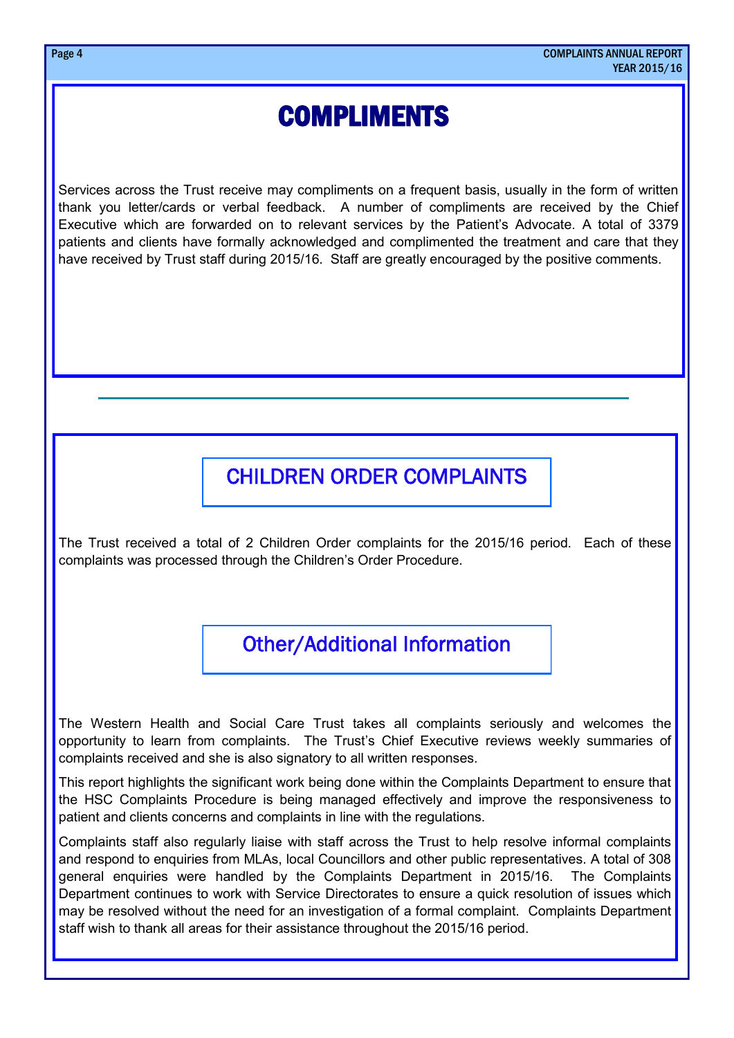# COMPLIMENTS

Services across the Trust receive may compliments on a frequent basis, usually in the form of written thank you letter/cards or verbal feedback. A number of compliments are received by the Chief Executive which are forwarded on to relevant services by the Patient's Advocate. A total of 3379 patients and clients have formally acknowledged and complimented the treatment and care that they have received by Trust staff during 2015/16. Staff are greatly encouraged by the positive comments.

## CHILDREN ORDER COMPLAINTS

The Trust received a total of 2 Children Order complaints for the 2015/16 period. Each of these complaints was processed through the Children's Order Procedure.

## Other/Additional Information

The Western Health and Social Care Trust takes all complaints seriously and welcomes the opportunity to learn from complaints. The Trust's Chief Executive reviews weekly summaries of complaints received and she is also signatory to all written responses.

This report highlights the significant work being done within the Complaints Department to ensure that the HSC Complaints Procedure is being managed effectively and improve the responsiveness to patient and clients concerns and complaints in line with the regulations.

Complaints staff also regularly liaise with staff across the Trust to help resolve informal complaints and respond to enquiries from MLAs, local Councillors and other public representatives. A total of 308 general enquiries were handled by the Complaints Department in 2015/16. The Complaints Department continues to work with Service Directorates to ensure a quick resolution of issues which may be resolved without the need for an investigation of a formal complaint. Complaints Department staff wish to thank all areas for their assistance throughout the 2015/16 period.